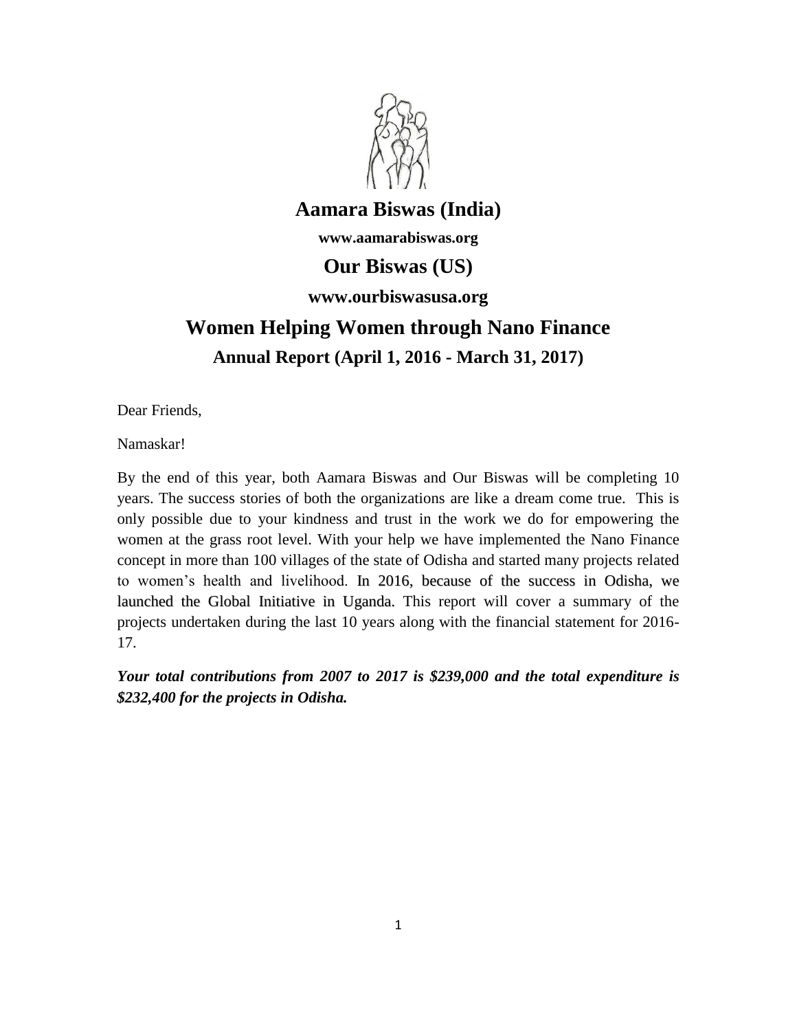# Aamara Biswas (India)

**www.aamarabiswas.org**

## Our Biswas (US)

**www.ourbiswasusa.org**

# Women Helping Women through Nano Finance

### Annual Report (April 1, 2016 - March 31, 2017)

Dear Friends,

Namaskar!

By the end of this year, both Aamara Biswas and Our Biswas will be completing 10 years. The success stories of both the organizations are like a dream come true. This is only possible due to your kindness and trust in the work we do for empowering the women at the grass root level. With your help we have implemented the Nano Finance concept in more than 100 villages of the state of Odisha and started many projects related to women's health and livelihood. In 2016, because of the success in Odisha, we launched the Global Initiative in Uganda. This report will cover a summary of the projects undertaken during the last 10 years along with the financial statement for 2016-17.

***Your total contributions from 2007 to 2017 is $239,000 and the total expenditure is $232,400 for the projects in Odisha.***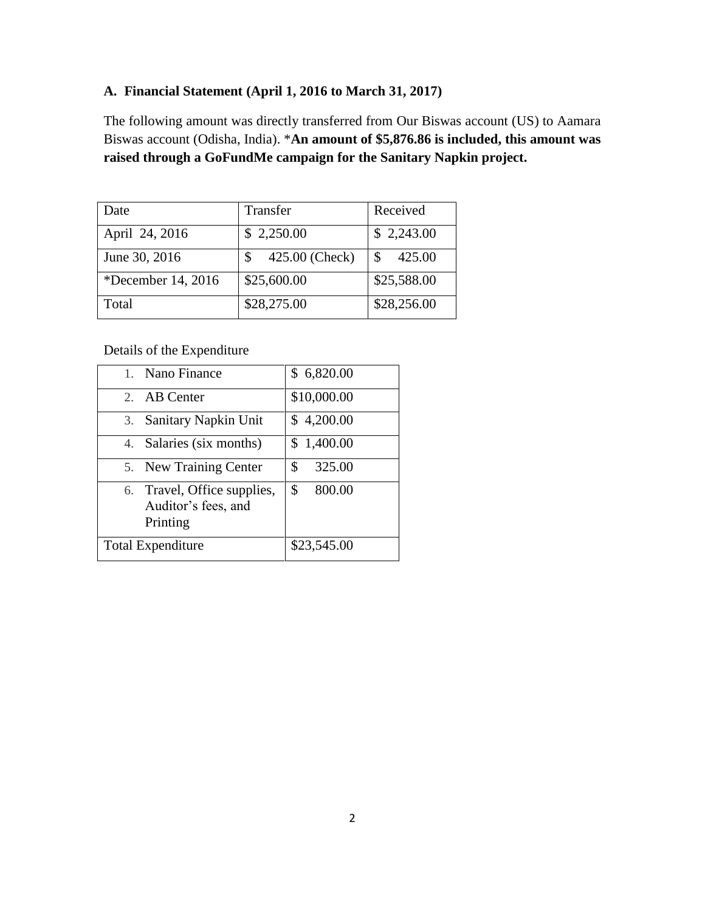### A. Financial Statement (April 1, 2016 to March 31, 2017)

The following amount was directly transferred from Our Biswas account (US) to Aamara Biswas account (Odisha, India). ***An amount of $5,876.86 is included, this amount was raised through a GoFundMe campaign for the Sanitary Napkin project.**

| Date | Transfer | Received |
|---|---|---|
| April 24, 2016 | $ 2,250.00 | $ 2,243.00 |
| June 30, 2016 | $ 425.00 (Check) | $ 425.00 |
| *December 14, 2016 | $25,600.00 | $25,588.00 |
| Total | $28,275.00 | $28,256.00 |

Details of the Expenditure

| | |
|---|---|
| 1. Nano Finance | $ 6,820.00 |
| 2. AB Center | $10,000.00 |
| 3. Sanitary Napkin Unit | $ 4,200.00 |
| 4. Salaries (six months) | $ 1,400.00 |
| 5. New Training Center | $ 325.00 |
| 6. Travel, Office supplies, Auditor's fees, and Printing | $ 800.00 |
| Total Expenditure | $23,545.00 |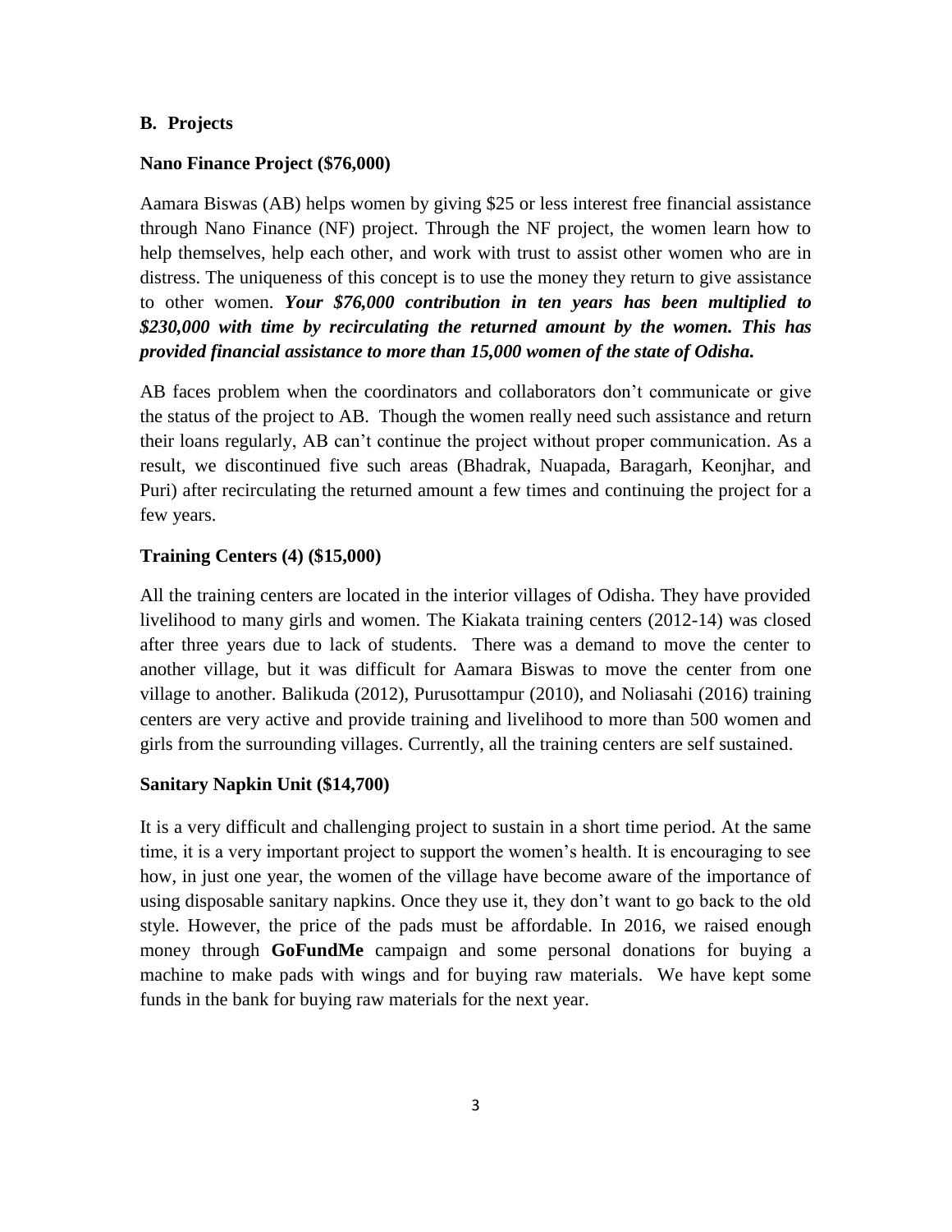## B. Projects

### Nano Finance Project ($76,000)

Aamara Biswas (AB) helps women by giving $25 or less interest free financial assistance through Nano Finance (NF) project. Through the NF project, the women learn how to help themselves, help each other, and work with trust to assist other women who are in distress. The uniqueness of this concept is to use the money they return to give assistance to other women. ***Your $76,000 contribution in ten years has been multiplied to $230,000 with time by recirculating the returned amount by the women. This has provided financial assistance to more than 15,000 women of the state of Odisha.***

AB faces problem when the coordinators and collaborators don't communicate or give the status of the project to AB. Though the women really need such assistance and return their loans regularly, AB can't continue the project without proper communication. As a result, we discontinued five such areas (Bhadrak, Nuapada, Baragarh, Keonjhar, and Puri) after recirculating the returned amount a few times and continuing the project for a few years.

### Training Centers (4) ($15,000)

All the training centers are located in the interior villages of Odisha. They have provided livelihood to many girls and women. The Kiakata training centers (2012-14) was closed after three years due to lack of students. There was a demand to move the center to another village, but it was difficult for Aamara Biswas to move the center from one village to another. Balikuda (2012), Purusottampur (2010), and Noliasahi (2016) training centers are very active and provide training and livelihood to more than 500 women and girls from the surrounding villages. Currently, all the training centers are self sustained.

### Sanitary Napkin Unit ($14,700)

It is a very difficult and challenging project to sustain in a short time period. At the same time, it is a very important project to support the women's health. It is encouraging to see how, in just one year, the women of the village have become aware of the importance of using disposable sanitary napkins. Once they use it, they don't want to go back to the old style. However, the price of the pads must be affordable. In 2016, we raised enough money through **GoFundMe** campaign and some personal donations for buying a machine to make pads with wings and for buying raw materials. We have kept some funds in the bank for buying raw materials for the next year.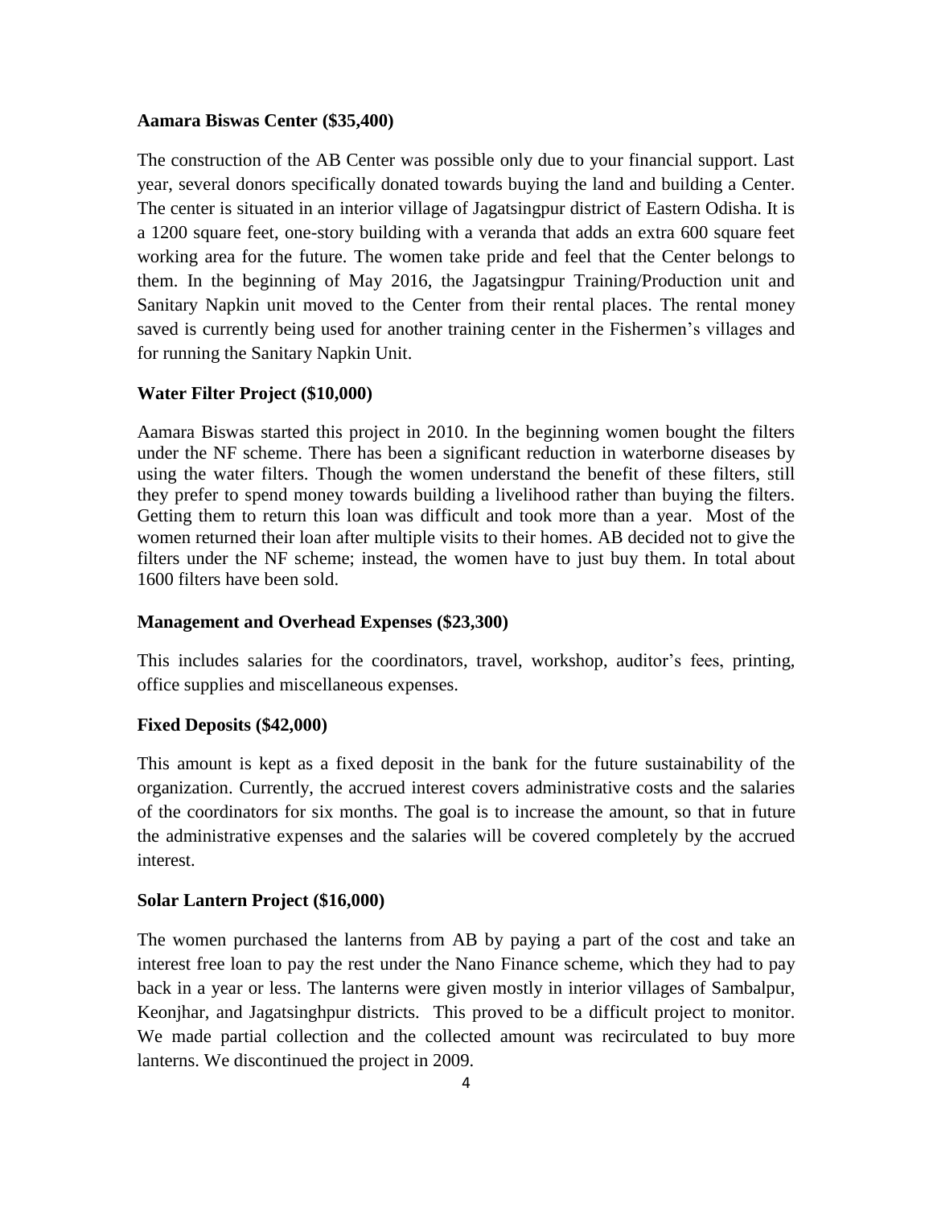**Aamara Biswas Center ($35,400)**

The construction of the AB Center was possible only due to your financial support. Last year, several donors specifically donated towards buying the land and building a Center. The center is situated in an interior village of Jagatsingpur district of Eastern Odisha. It is a 1200 square feet, one-story building with a veranda that adds an extra 600 square feet working area for the future. The women take pride and feel that the Center belongs to them. In the beginning of May 2016, the Jagatsingpur Training/Production unit and Sanitary Napkin unit moved to the Center from their rental places. The rental money saved is currently being used for another training center in the Fishermen's villages and for running the Sanitary Napkin Unit.

**Water Filter Project ($10,000)**

Aamara Biswas started this project in 2010. In the beginning women bought the filters under the NF scheme. There has been a significant reduction in waterborne diseases by using the water filters. Though the women understand the benefit of these filters, still they prefer to spend money towards building a livelihood rather than buying the filters. Getting them to return this loan was difficult and took more than a year. Most of the women returned their loan after multiple visits to their homes. AB decided not to give the filters under the NF scheme; instead, the women have to just buy them. In total about 1600 filters have been sold.

**Management and Overhead Expenses ($23,300)**

This includes salaries for the coordinators, travel, workshop, auditor's fees, printing, office supplies and miscellaneous expenses.

**Fixed Deposits ($42,000)**

This amount is kept as a fixed deposit in the bank for the future sustainability of the organization. Currently, the accrued interest covers administrative costs and the salaries of the coordinators for six months. The goal is to increase the amount, so that in future the administrative expenses and the salaries will be covered completely by the accrued interest.

**Solar Lantern Project ($16,000)**

The women purchased the lanterns from AB by paying a part of the cost and take an interest free loan to pay the rest under the Nano Finance scheme, which they had to pay back in a year or less. The lanterns were given mostly in interior villages of Sambalpur, Keonjhar, and Jagatsinghpur districts. This proved to be a difficult project to monitor. We made partial collection and the collected amount was recirculated to buy more lanterns. We discontinued the project in 2009.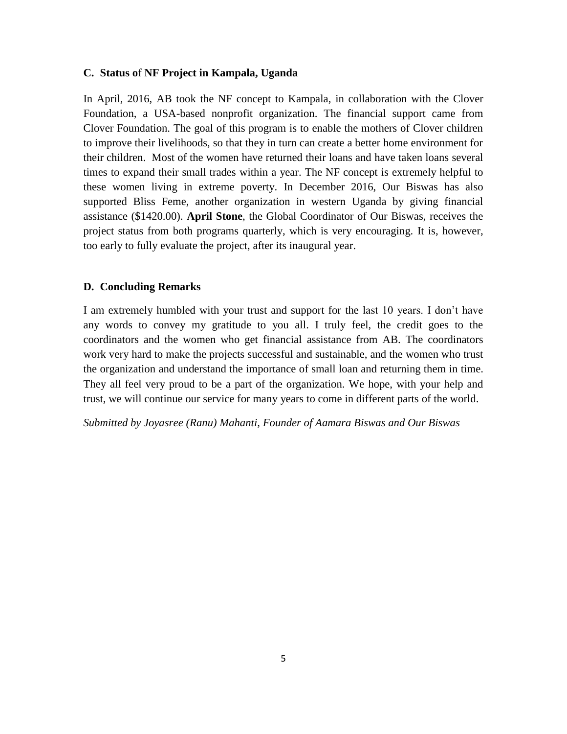### C. Status of NF Project in Kampala, Uganda

In April, 2016, AB took the NF concept to Kampala, in collaboration with the Clover Foundation, a USA-based nonprofit organization. The financial support came from Clover Foundation. The goal of this program is to enable the mothers of Clover children to improve their livelihoods, so that they in turn can create a better home environment for their children. Most of the women have returned their loans and have taken loans several times to expand their small trades within a year. The NF concept is extremely helpful to these women living in extreme poverty. In December 2016, Our Biswas has also supported Bliss Feme, another organization in western Uganda by giving financial assistance ($1420.00). **April Stone**, the Global Coordinator of Our Biswas, receives the project status from both programs quarterly, which is very encouraging. It is, however, too early to fully evaluate the project, after its inaugural year.

### D. Concluding Remarks

I am extremely humbled with your trust and support for the last 10 years. I don't have any words to convey my gratitude to you all. I truly feel, the credit goes to the coordinators and the women who get financial assistance from AB. The coordinators work very hard to make the projects successful and sustainable, and the women who trust the organization and understand the importance of small loan and returning them in time. They all feel very proud to be a part of the organization. We hope, with your help and trust, we will continue our service for many years to come in different parts of the world.

*Submitted by Joyasree (Ranu) Mahanti, Founder of Aamara Biswas and Our Biswas*